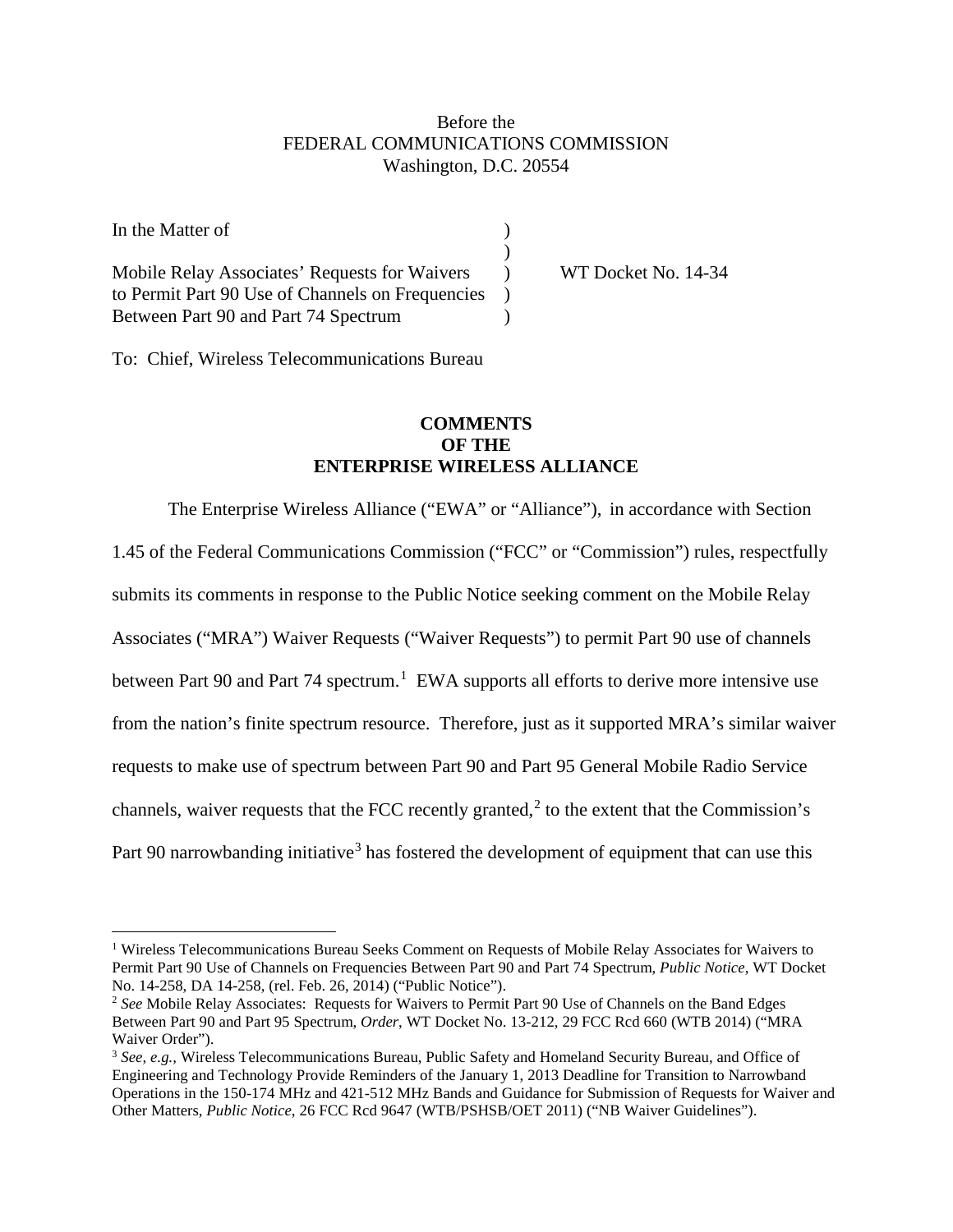Before the
FEDERAL COMMUNICATIONS COMMISSION
Washington, D.C. 20554

| | | |
|---|---|---|
| In the Matter of | ) | |
| | ) | |
| Mobile Relay Associates' Requests for Waivers to Permit Part 90 Use of Channels on Frequencies Between Part 90 and Part 74 Spectrum | ) ) ) | WT Docket No. 14-34 |

To: Chief, Wireless Telecommunications Bureau

**COMMENTS**
**OF THE**
**ENTERPRISE WIRELESS ALLIANCE**

The Enterprise Wireless Alliance ("EWA" or "Alliance"), in accordance with Section 1.45 of the Federal Communications Commission ("FCC" or "Commission") rules, respectfully submits its comments in response to the Public Notice seeking comment on the Mobile Relay Associates ("MRA") Waiver Requests ("Waiver Requests") to permit Part 90 use of channels between Part 90 and Part 74 spectrum.[1] EWA supports all efforts to derive more intensive use from the nation's finite spectrum resource. Therefore, just as it supported MRA's similar waiver requests to make use of spectrum between Part 90 and Part 95 General Mobile Radio Service channels, waiver requests that the FCC recently granted,[2] to the extent that the Commission's Part 90 narrowbanding initiative[3] has fostered the development of equipment that can use this

[1] Wireless Telecommunications Bureau Seeks Comment on Requests of Mobile Relay Associates for Waivers to Permit Part 90 Use of Channels on Frequencies Between Part 90 and Part 74 Spectrum, *Public Notice*, WT Docket No. 14-258, DA 14-258, (rel. Feb. 26, 2014) ("Public Notice").

[2] *See* Mobile Relay Associates: Requests for Waivers to Permit Part 90 Use of Channels on the Band Edges Between Part 90 and Part 95 Spectrum, *Order*, WT Docket No. 13-212, 29 FCC Rcd 660 (WTB 2014) ("MRA Waiver Order").

[3] *See, e.g.,* Wireless Telecommunications Bureau, Public Safety and Homeland Security Bureau, and Office of Engineering and Technology Provide Reminders of the January 1, 2013 Deadline for Transition to Narrowband Operations in the 150-174 MHz and 421-512 MHz Bands and Guidance for Submission of Requests for Waiver and Other Matters, *Public Notice,* 26 FCC Rcd 9647 (WTB/PSHSB/OET 2011) ("NB Waiver Guidelines").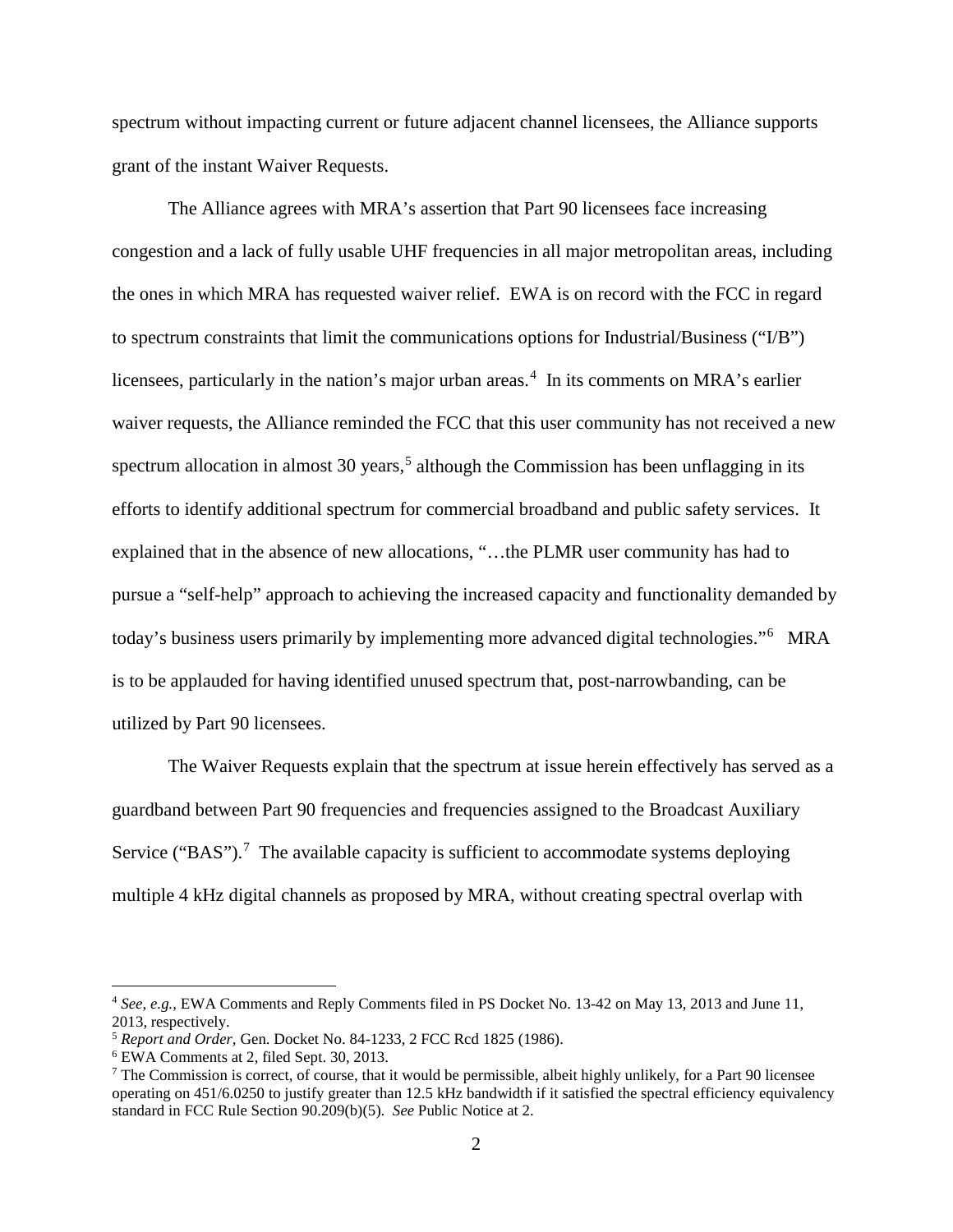spectrum without impacting current or future adjacent channel licensees, the Alliance supports grant of the instant Waiver Requests.

The Alliance agrees with MRA's assertion that Part 90 licensees face increasing congestion and a lack of fully usable UHF frequencies in all major metropolitan areas, including the ones in which MRA has requested waiver relief. EWA is on record with the FCC in regard to spectrum constraints that limit the communications options for Industrial/Business ("I/B") licensees, particularly in the nation's major urban areas.[4] In its comments on MRA's earlier waiver requests, the Alliance reminded the FCC that this user community has not received a new spectrum allocation in almost 30 years,[5] although the Commission has been unflagging in its efforts to identify additional spectrum for commercial broadband and public safety services. It explained that in the absence of new allocations, "…the PLMR user community has had to pursue a "self-help" approach to achieving the increased capacity and functionality demanded by today's business users primarily by implementing more advanced digital technologies."[6] MRA is to be applauded for having identified unused spectrum that, post-narrowbanding, can be utilized by Part 90 licensees.

The Waiver Requests explain that the spectrum at issue herein effectively has served as a guardband between Part 90 frequencies and frequencies assigned to the Broadcast Auxiliary Service ("BAS").[7] The available capacity is sufficient to accommodate systems deploying multiple 4 kHz digital channels as proposed by MRA, without creating spectral overlap with

---

[4] *See, e.g.*, EWA Comments and Reply Comments filed in PS Docket No. 13-42 on May 13, 2013 and June 11, 2013, respectively.

[5] *Report and Order*, Gen. Docket No. 84-1233, 2 FCC Rcd 1825 (1986).

[6] EWA Comments at 2, filed Sept. 30, 2013.

[7] The Commission is correct, of course, that it would be permissible, albeit highly unlikely, for a Part 90 licensee operating on 451/6.0250 to justify greater than 12.5 kHz bandwidth if it satisfied the spectral efficiency equivalency standard in FCC Rule Section 90.209(b)(5). *See* Public Notice at 2.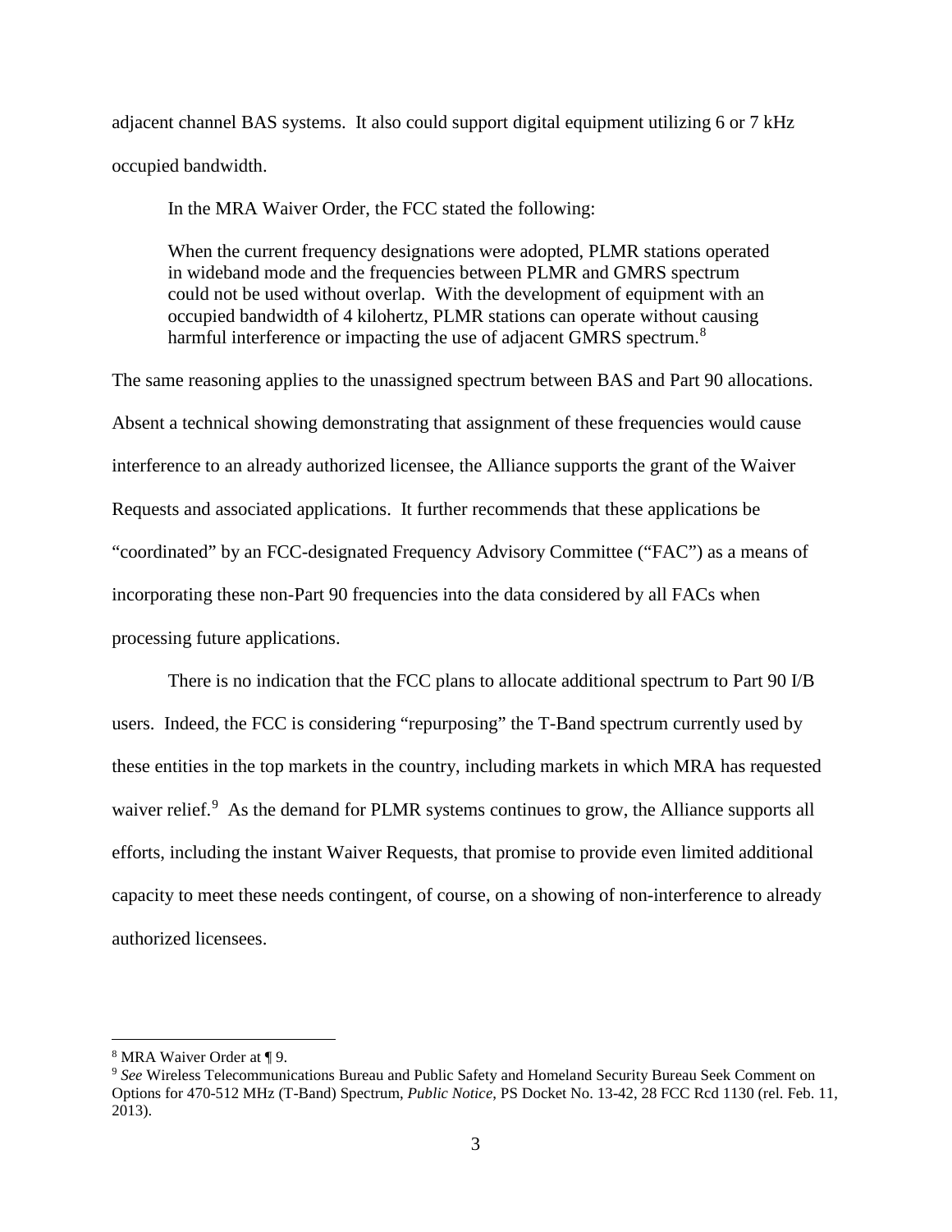adjacent channel BAS systems. It also could support digital equipment utilizing 6 or 7 kHz occupied bandwidth.

In the MRA Waiver Order, the FCC stated the following:

> When the current frequency designations were adopted, PLMR stations operated in wideband mode and the frequencies between PLMR and GMRS spectrum could not be used without overlap. With the development of equipment with an occupied bandwidth of 4 kilohertz, PLMR stations can operate without causing harmful interference or impacting the use of adjacent GMRS spectrum.[8]

The same reasoning applies to the unassigned spectrum between BAS and Part 90 allocations. Absent a technical showing demonstrating that assignment of these frequencies would cause interference to an already authorized licensee, the Alliance supports the grant of the Waiver Requests and associated applications. It further recommends that these applications be "coordinated" by an FCC-designated Frequency Advisory Committee ("FAC") as a means of incorporating these non-Part 90 frequencies into the data considered by all FACs when processing future applications.

There is no indication that the FCC plans to allocate additional spectrum to Part 90 I/B users. Indeed, the FCC is considering "repurposing" the T-Band spectrum currently used by these entities in the top markets in the country, including markets in which MRA has requested waiver relief.[9] As the demand for PLMR systems continues to grow, the Alliance supports all efforts, including the instant Waiver Requests, that promise to provide even limited additional capacity to meet these needs contingent, of course, on a showing of non-interference to already authorized licensees.

---

[8] MRA Waiver Order at ¶ 9.

[9] *See* Wireless Telecommunications Bureau and Public Safety and Homeland Security Bureau Seek Comment on Options for 470-512 MHz (T-Band) Spectrum, *Public Notice*, PS Docket No. 13-42, 28 FCC Rcd 1130 (rel. Feb. 11, 2013).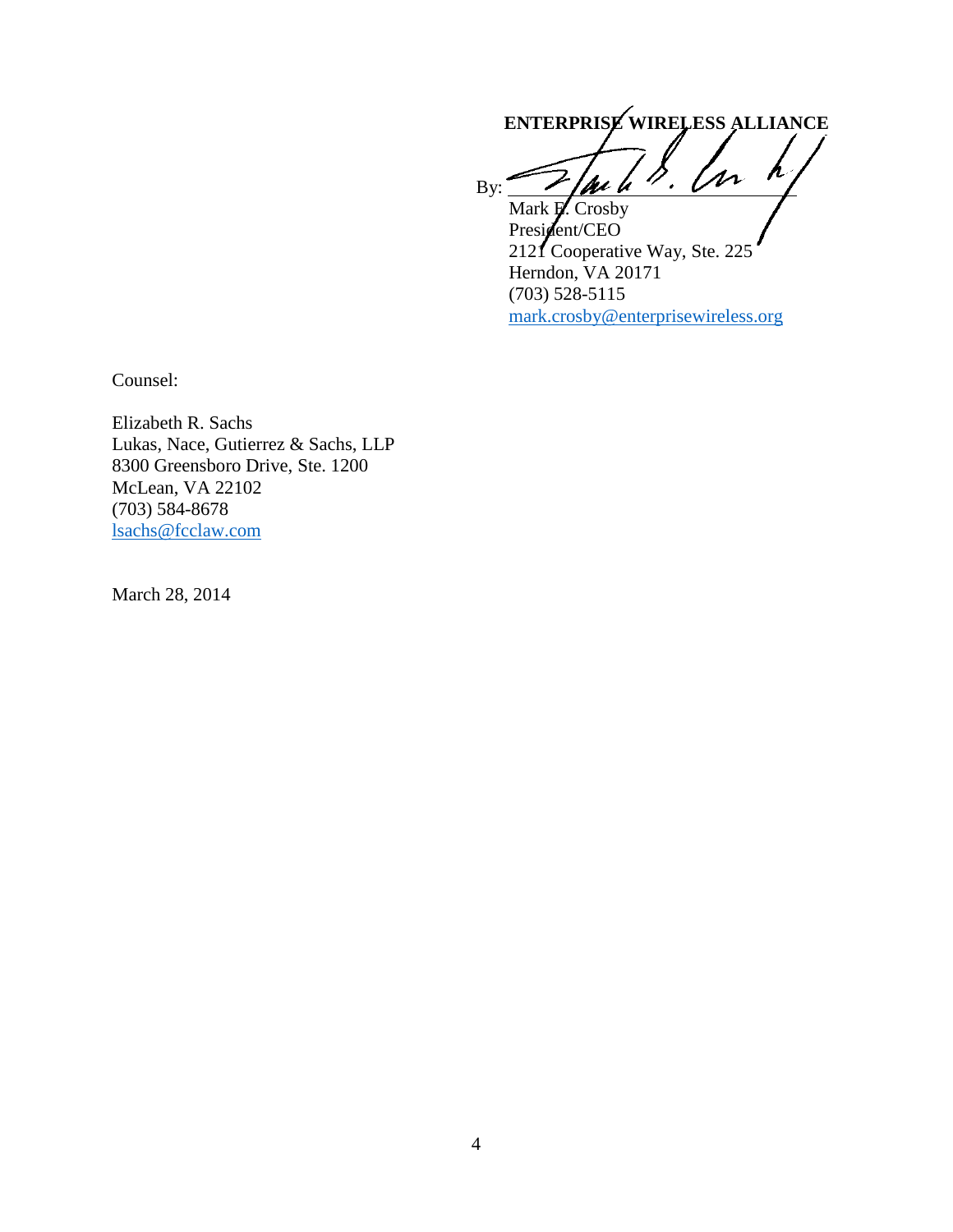**ENTERPRISE WIRELESS ALLIANCE**

By: ______________________________

Mark E. Crosby  
President/CEO  
2121 Cooperative Way, Ste. 225  
Herndon, VA 20171  
(703) 528-5115  
mark.crosby@enterprisewireless.org

Counsel:

Elizabeth R. Sachs  
Lukas, Nace, Gutierrez & Sachs, LLP  
8300 Greensboro Drive, Ste. 1200  
McLean, VA 22102  
(703) 584-8678  
lsachs@fcclaw.com

March 28, 2014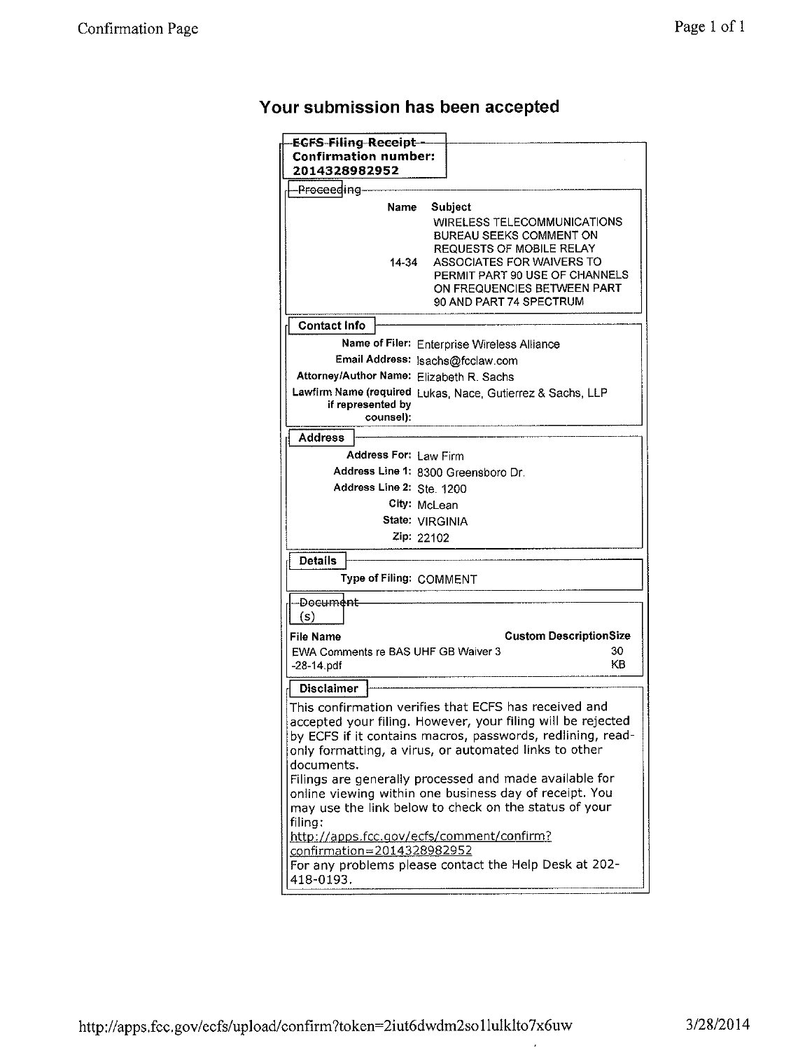# Your submission has been accepted

**ECFS Filing Receipt - Confirmation number: 2014328982952**

**Proceeding**

| Name | Subject |
|---|---|
| 14-34 | WIRELESS TELECOMMUNICATIONS BUREAU SEEKS COMMENT ON REQUESTS OF MOBILE RELAY ASSOCIATES FOR WAIVERS TO PERMIT PART 90 USE OF CHANNELS ON FREQUENCIES BETWEEN PART 90 AND PART 74 SPECTRUM |

**Contact Info**

| | |
|---|---|
| **Name of Filer:** | Enterprise Wireless Alliance |
| **Email Address:** | lsachs@fcclaw.com |
| **Attorney/Author Name:** | Elizabeth R. Sachs |
| **Lawfirm Name (required if represented by counsel):** | Lukas, Nace, Gutierrez & Sachs, LLP |

**Address**

| | |
|---|---|
| **Address For:** | Law Firm |
| **Address Line 1:** | 8300 Greensboro Dr. |
| **Address Line 2:** | Ste. 1200 |
| **City:** | McLean |
| **State:** | VIRGINIA |
| **Zip:** | 22102 |

**Details**

| | |
|---|---|
| **Type of Filing:** | COMMENT |

**Document(s)**

| File Name | Custom Description | Size |
|---|---|---|
| EWA Comments re BAS UHF GB Waiver 3-28-14.pdf | | 30 KB |

**Disclaimer**

This confirmation verifies that ECFS has received and accepted your filing. However, your filing will be rejected by ECFS if it contains macros, passwords, redlining, read-only formatting, a virus, or automated links to other documents.
Filings are generally processed and made available for online viewing within one business day of receipt. You may use the link below to check on the status of your filing:
http://apps.fcc.gov/ecfs/comment/confirm?confirmation=2014328982952
For any problems please contact the Help Desk at 202-418-0193.